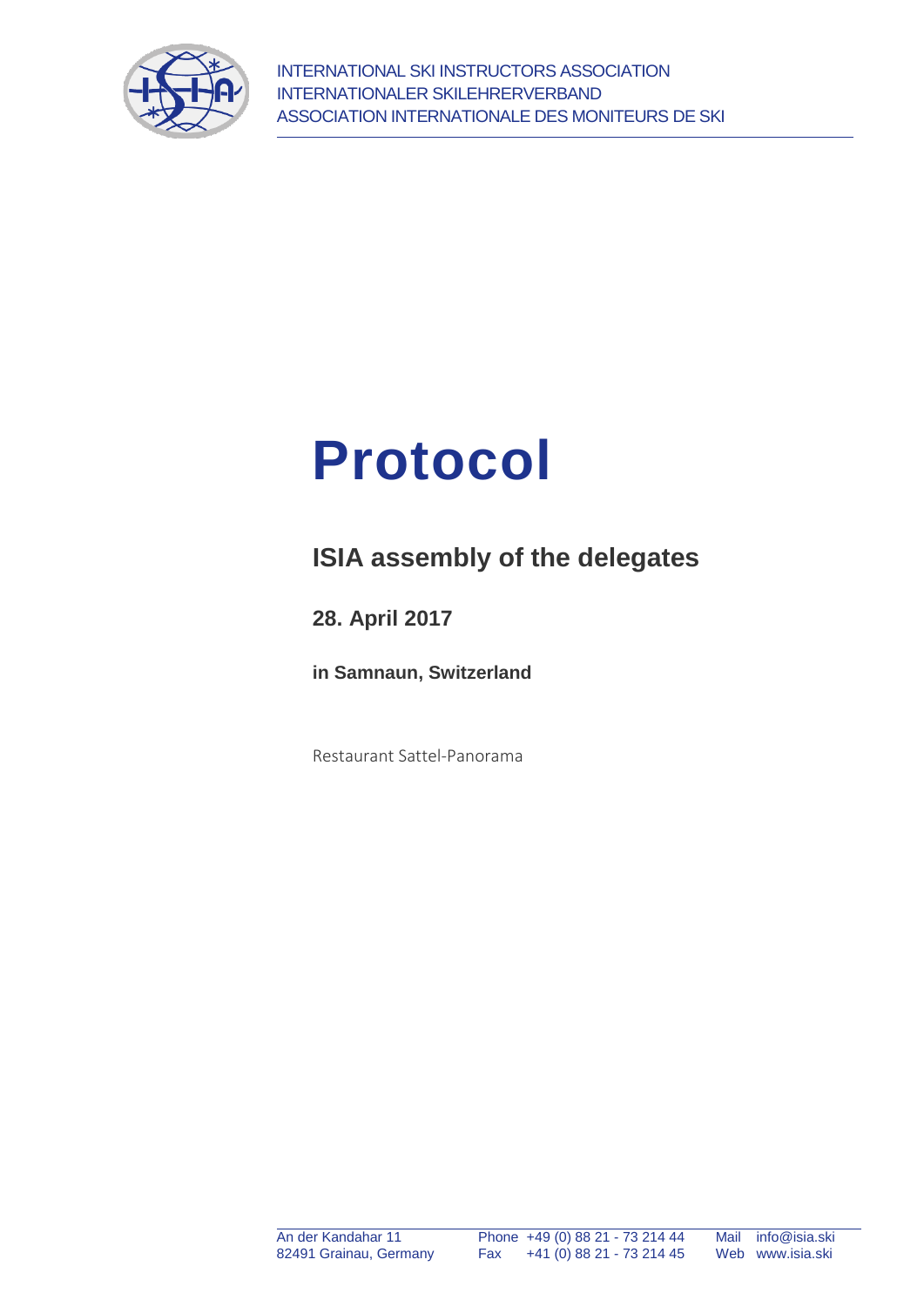INTERNATIONAL SKI INSTRUCTORS ASSOCIATION
INTERNATIONALER SKILEHRERVERBAND
ASSOCIATION INTERNATIONALE DES MONITEURS DE SKI

# Protocol

## ISIA assembly of the delegates

### 28. April 2017

**in Samnaun, Switzerland**

Restaurant Sattel-Panorama

An der Kandahar 11
82491 Grainau, Germany

Phone +49 (0) 88 21 - 73 214 44
Fax +41 (0) 88 21 - 73 214 45

Mail info@isia.ski
Web www.isia.ski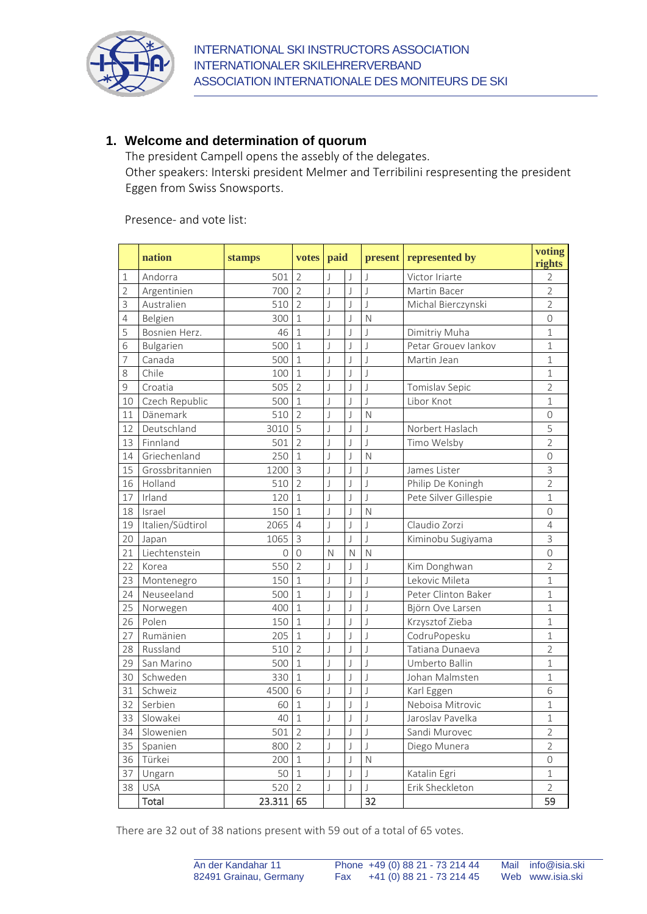## 1. Welcome and determination of quorum

The president Campell opens the assebly of the delegates.
Other speakers: Interski president Melmer and Terribilini respresenting the president Eggen from Swiss Snowsports.

Presence- and vote list:

| | nation | stamps | votes | paid | | present | represented by | voting rights |
|---|---|---|---|---|---|---|---|---|
| 1 | Andorra | 501 | 2 | J | J | J | Victor Iriarte | 2 |
| 2 | Argentinien | 700 | 2 | J | J | J | Martin Bacer | 2 |
| 3 | Australien | 510 | 2 | J | J | J | Michal Bierczynski | 2 |
| 4 | Belgien | 300 | 1 | J | J | N | | 0 |
| 5 | Bosnien Herz. | 46 | 1 | J | J | J | Dimitriy Muha | 1 |
| 6 | Bulgarien | 500 | 1 | J | J | J | Petar Grouev Iankov | 1 |
| 7 | Canada | 500 | 1 | J | J | J | Martin Jean | 1 |
| 8 | Chile | 100 | 1 | J | J | J | | 1 |
| 9 | Croatia | 505 | 2 | J | J | J | Tomislav Sepic | 2 |
| 10 | Czech Republic | 500 | 1 | J | J | J | Libor Knot | 1 |
| 11 | Dänemark | 510 | 2 | J | J | N | | 0 |
| 12 | Deutschland | 3010 | 5 | J | J | J | Norbert Haslach | 5 |
| 13 | Finnland | 501 | 2 | J | J | J | Timo Welsby | 2 |
| 14 | Griechenland | 250 | 1 | J | J | N | | 0 |
| 15 | Grossbritannien | 1200 | 3 | J | J | J | James Lister | 3 |
| 16 | Holland | 510 | 2 | J | J | J | Philip De Koningh | 2 |
| 17 | Irland | 120 | 1 | J | J | J | Pete Silver Gillespie | 1 |
| 18 | Israel | 150 | 1 | J | J | N | | 0 |
| 19 | Italien/Südtirol | 2065 | 4 | J | J | J | Claudio Zorzi | 4 |
| 20 | Japan | 1065 | 3 | J | J | J | Kiminobu Sugiyama | 3 |
| 21 | Liechtenstein | 0 | 0 | N | N | N | | 0 |
| 22 | Korea | 550 | 2 | J | J | J | Kim Donghwan | 2 |
| 23 | Montenegro | 150 | 1 | J | J | J | Lekovic Mileta | 1 |
| 24 | Neuseeland | 500 | 1 | J | J | J | Peter Clinton Baker | 1 |
| 25 | Norwegen | 400 | 1 | J | J | J | Björn Ove Larsen | 1 |
| 26 | Polen | 150 | 1 | J | J | J | Krzysztof Zieba | 1 |
| 27 | Rumänien | 205 | 1 | J | J | J | CodruPopesku | 1 |
| 28 | Russland | 510 | 2 | J | J | J | Tatiana Dunaeva | 2 |
| 29 | San Marino | 500 | 1 | J | J | J | Umberto Ballin | 1 |
| 30 | Schweden | 330 | 1 | J | J | J | Johan Malmsten | 1 |
| 31 | Schweiz | 4500 | 6 | J | J | J | Karl Eggen | 6 |
| 32 | Serbien | 60 | 1 | J | J | J | Neboisa Mitrovic | 1 |
| 33 | Slowakei | 40 | 1 | J | J | J | Jaroslav Pavelka | 1 |
| 34 | Slowenien | 501 | 2 | J | J | J | Sandi Murovec | 2 |
| 35 | Spanien | 800 | 2 | J | J | J | Diego Munera | 2 |
| 36 | Türkei | 200 | 1 | J | J | N | | 0 |
| 37 | Ungarn | 50 | 1 | J | J | J | Katalin Egri | 1 |
| 38 | USA | 520 | 2 | J | J | J | Erik Sheckleton | 2 |
| | **Total** | 23.311 | 65 | | | 32 | | 59 |

There are 32 out of 38 nations present with 59 out of a total of 65 votes.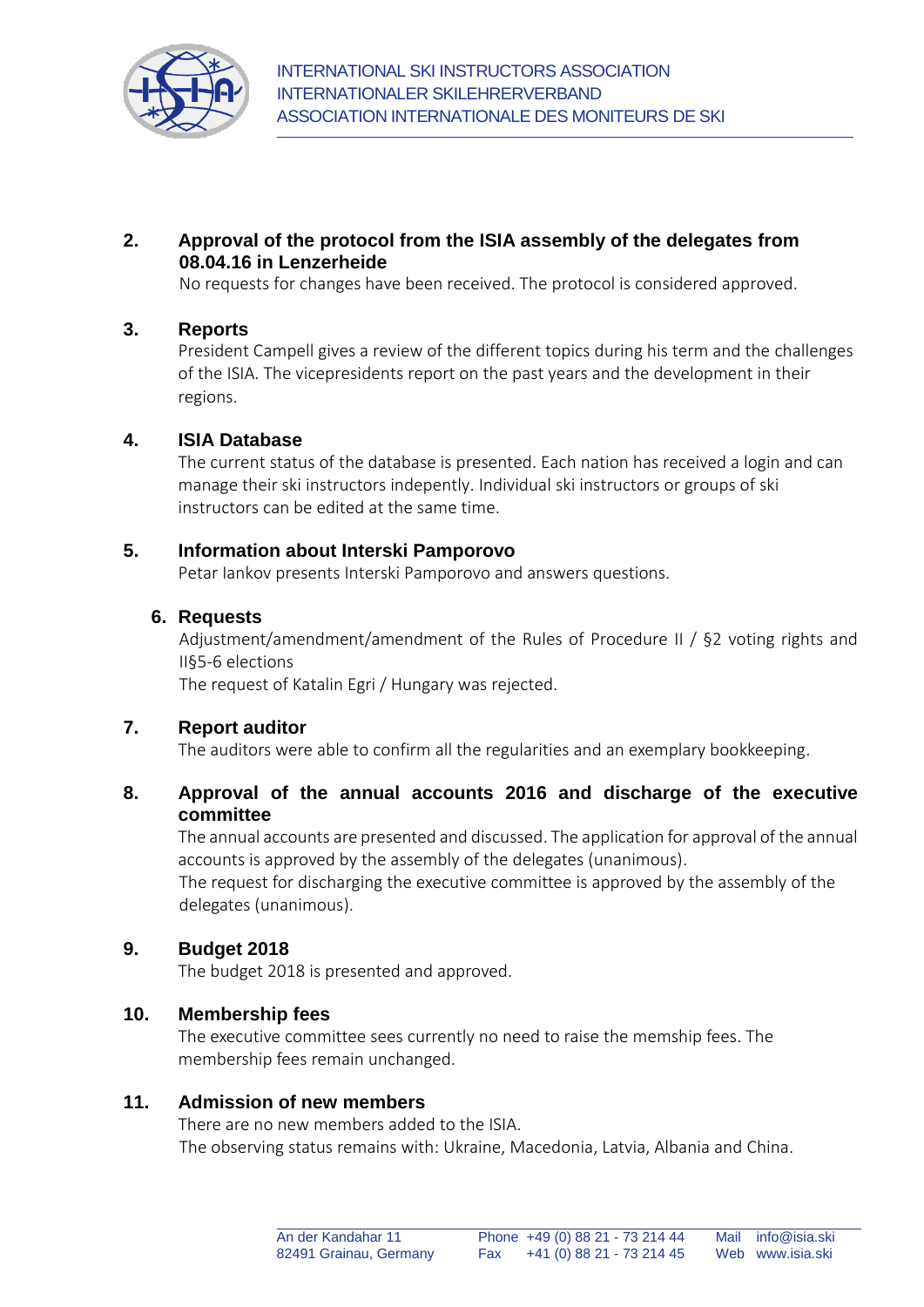## 2. Approval of the protocol from the ISIA assembly of the delegates from 08.04.16 in Lenzerheide

No requests for changes have been received. The protocol is considered approved.

## 3. Reports

President Campell gives a review of the different topics during his term and the challenges of the ISIA. The vicepresidents report on the past years and the development in their regions.

## 4. ISIA Database

The current status of the database is presented. Each nation has received a login and can manage their ski instructors indepently. Individual ski instructors or groups of ski instructors can be edited at the same time.

## 5. Information about Interski Pamporovo

Petar Iankov presents Interski Pamporovo and answers questions.

## 6. Requests

Adjustment/amendment/amendment of the Rules of Procedure II / §2 voting rights and II§5-6 elections

The request of Katalin Egri / Hungary was rejected.

## 7. Report auditor

The auditors were able to confirm all the regularities and an exemplary bookkeeping.

## 8. Approval of the annual accounts 2016 and discharge of the executive committee

The annual accounts are presented and discussed. The application for approval of the annual accounts is approved by the assembly of the delegates (unanimous).

The request for discharging the executive committee is approved by the assembly of the delegates (unanimous).

## 9. Budget 2018

The budget 2018 is presented and approved.

## 10. Membership fees

The executive committee sees currently no need to raise the memship fees. The membership fees remain unchanged.

## 11. Admission of new members

There are no new members added to the ISIA.

The observing status remains with: Ukraine, Macedonia, Latvia, Albania and China.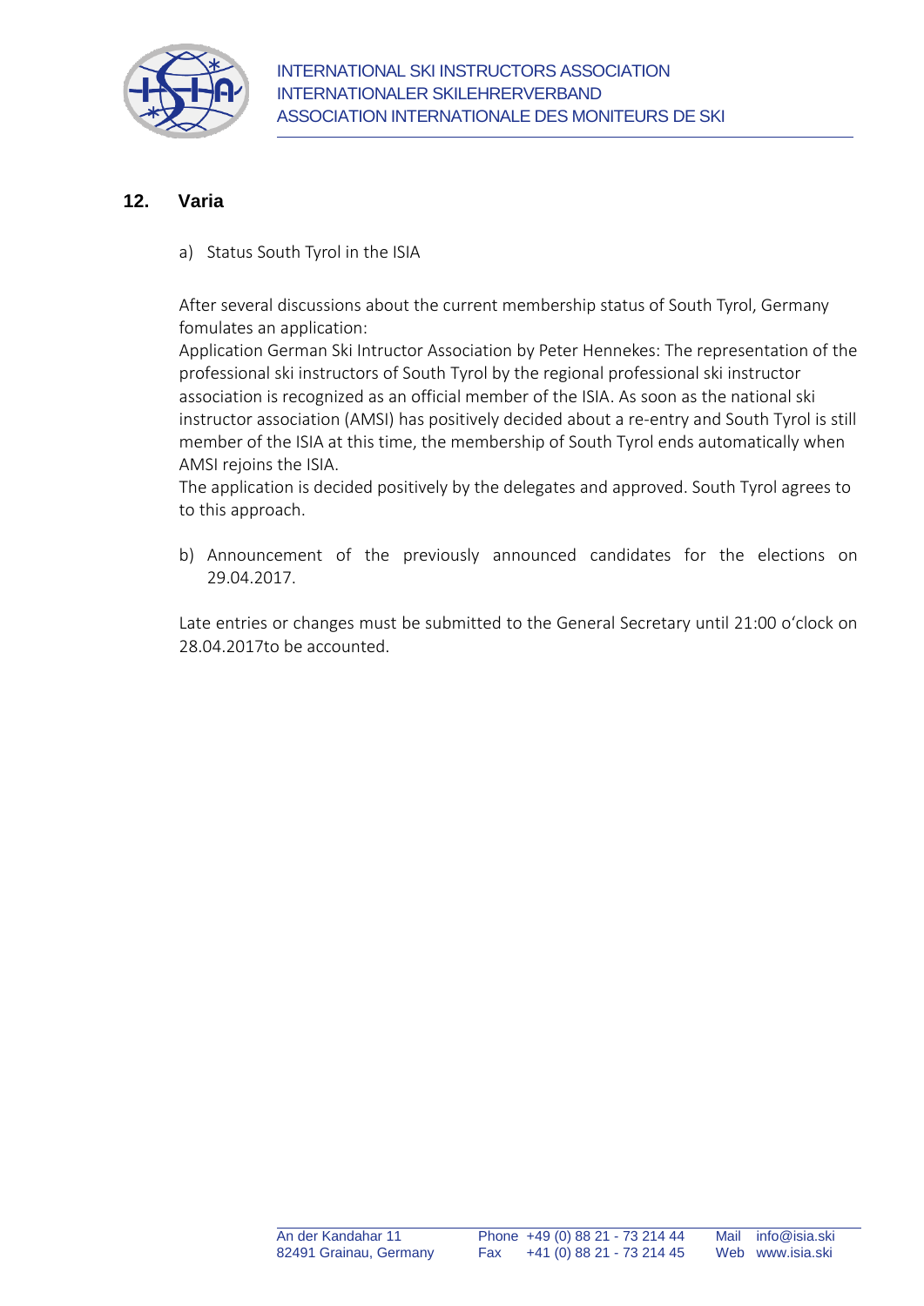## 12. Varia

a) Status South Tyrol in the ISIA

After several discussions about the current membership status of South Tyrol, Germany fomulates an application:
Application German Ski Intructor Association by Peter Hennekes: The representation of the professional ski instructors of South Tyrol by the regional professional ski instructor association is recognized as an official member of the ISIA. As soon as the national ski instructor association (AMSI) has positively decided about a re-entry and South Tyrol is still member of the ISIA at this time, the membership of South Tyrol ends automatically when AMSI rejoins the ISIA.
The application is decided positively by the delegates and approved. South Tyrol agrees to to this approach.

b) Announcement of the previously announced candidates for the elections on 29.04.2017.

Late entries or changes must be submitted to the General Secretary until 21:00 o'clock on 28.04.2017to be accounted.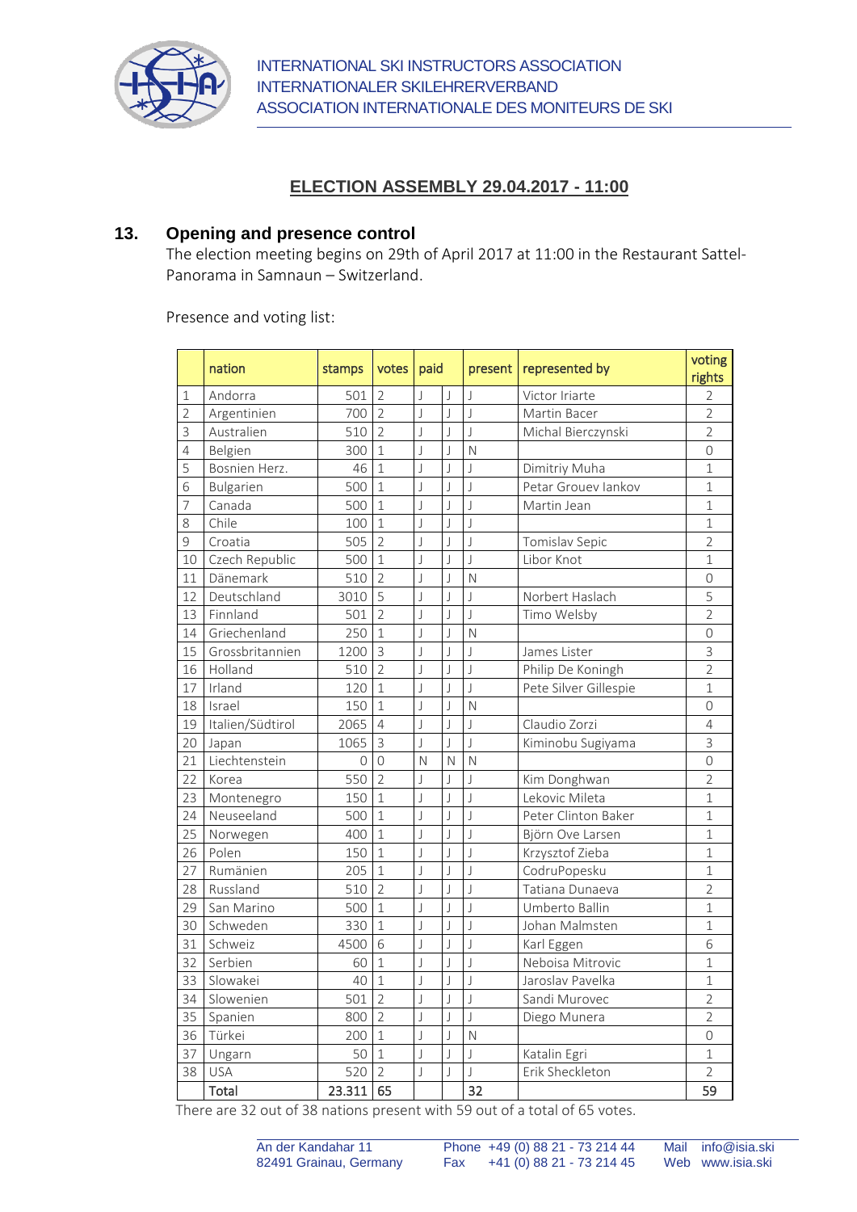# ELECTION ASSEMBLY 29.04.2017 - 11:00

## 13. Opening and presence control

The election meeting begins on 29th of April 2017 at 11:00 in the Restaurant Sattel-Panorama in Samnaun – Switzerland.

Presence and voting list:

| | nation | stamps | votes | paid | | present | represented by | voting rights |
|---|---|---|---|---|---|---|---|---|
| 1 | Andorra | 501 | 2 | J | J | J | Victor Iriarte | 2 |
| 2 | Argentinien | 700 | 2 | J | J | J | Martin Bacer | 2 |
| 3 | Australien | 510 | 2 | J | J | J | Michal Bierczynski | 2 |
| 4 | Belgien | 300 | 1 | J | J | N | | 0 |
| 5 | Bosnien Herz. | 46 | 1 | J | J | J | Dimitriy Muha | 1 |
| 6 | Bulgarien | 500 | 1 | J | J | J | Petar Grouev Iankov | 1 |
| 7 | Canada | 500 | 1 | J | J | J | Martin Jean | 1 |
| 8 | Chile | 100 | 1 | J | J | J | | 1 |
| 9 | Croatia | 505 | 2 | J | J | J | Tomislav Sepic | 2 |
| 10 | Czech Republic | 500 | 1 | J | J | J | Libor Knot | 1 |
| 11 | Dänemark | 510 | 2 | J | J | N | | 0 |
| 12 | Deutschland | 3010 | 5 | J | J | J | Norbert Haslach | 5 |
| 13 | Finnland | 501 | 2 | J | J | J | Timo Welsby | 2 |
| 14 | Griechenland | 250 | 1 | J | J | N | | 0 |
| 15 | Grossbritannien | 1200 | 3 | J | J | J | James Lister | 3 |
| 16 | Holland | 510 | 2 | J | J | J | Philip De Koningh | 2 |
| 17 | Irland | 120 | 1 | J | J | J | Pete Silver Gillespie | 1 |
| 18 | Israel | 150 | 1 | J | J | N | | 0 |
| 19 | Italien/Südtirol | 2065 | 4 | J | J | J | Claudio Zorzi | 4 |
| 20 | Japan | 1065 | 3 | J | J | J | Kiminobu Sugiyama | 3 |
| 21 | Liechtenstein | 0 | 0 | N | N | N | | 0 |
| 22 | Korea | 550 | 2 | J | J | J | Kim Donghwan | 2 |
| 23 | Montenegro | 150 | 1 | J | J | J | Lekovic Mileta | 1 |
| 24 | Neuseeland | 500 | 1 | J | J | J | Peter Clinton Baker | 1 |
| 25 | Norwegen | 400 | 1 | J | J | J | Björn Ove Larsen | 1 |
| 26 | Polen | 150 | 1 | J | J | J | Krzysztof Zieba | 1 |
| 27 | Rumänien | 205 | 1 | J | J | J | CodruPopesku | 1 |
| 28 | Russland | 510 | 2 | J | J | J | Tatiana Dunaeva | 2 |
| 29 | San Marino | 500 | 1 | J | J | J | Umberto Ballin | 1 |
| 30 | Schweden | 330 | 1 | J | J | J | Johan Malmsten | 1 |
| 31 | Schweiz | 4500 | 6 | J | J | J | Karl Eggen | 6 |
| 32 | Serbien | 60 | 1 | J | J | J | Neboisa Mitrovic | 1 |
| 33 | Slowakei | 40 | 1 | J | J | J | Jaroslav Pavelka | 1 |
| 34 | Slowenien | 501 | 2 | J | J | J | Sandi Murovec | 2 |
| 35 | Spanien | 800 | 2 | J | J | J | Diego Munera | 2 |
| 36 | Türkei | 200 | 1 | J | J | N | | 0 |
| 37 | Ungarn | 50 | 1 | J | J | J | Katalin Egri | 1 |
| 38 | USA | 520 | 2 | J | J | J | Erik Sheckleton | 2 |
| | **Total** | **23.311** | **65** | | | **32** | | **59** |

There are 32 out of 38 nations present with 59 out of a total of 65 votes.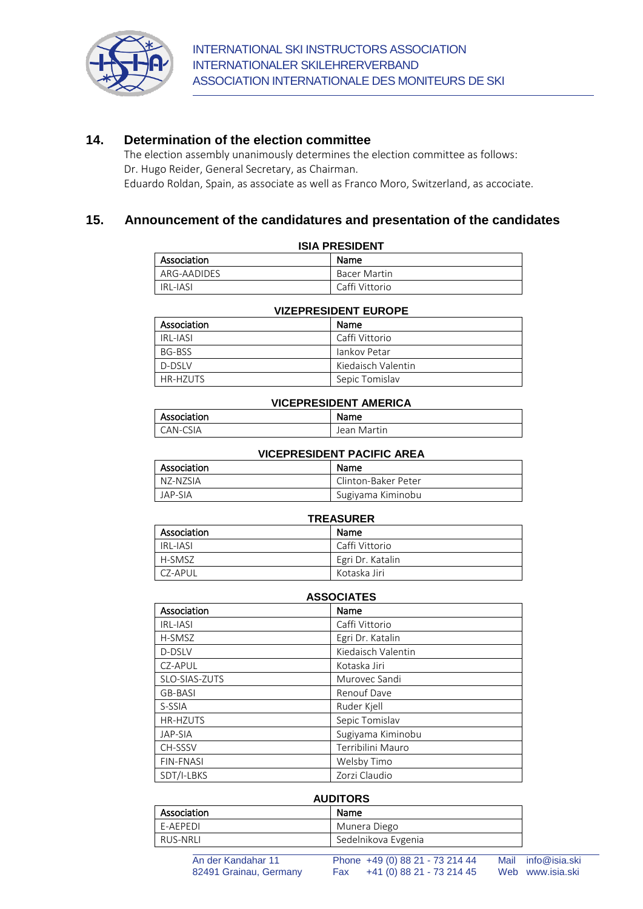## 14. Determination of the election committee

The election assembly unanimously determines the election committee as follows:
Dr. Hugo Reider, General Secretary, as Chairman.
Eduardo Roldan, Spain, as associate as well as Franco Moro, Switzerland, as accociate.

## 15. Announcement of the candidatures and presentation of the candidates

**ISIA PRESIDENT**

| Association | Name |
|---|---|
| ARG-AADIDES | Bacer Martin |
| IRL-IASI | Caffi Vittorio |

**VIZEPRESIDENT EUROPE**

| Association | Name |
|---|---|
| IRL-IASI | Caffi Vittorio |
| BG-BSS | Iankov Petar |
| D-DSLV | Kiedaisch Valentin |
| HR-HZUTS | Sepic Tomislav |

**VICEPRESIDENT AMERICA**

| Association | Name |
|---|---|
| CAN-CSIA | Jean Martin |

**VICEPRESIDENT PACIFIC AREA**

| Association | Name |
|---|---|
| NZ-NZSIA | Clinton-Baker Peter |
| JAP-SIA | Sugiyama Kiminobu |

**TREASURER**

| Association | Name |
|---|---|
| IRL-IASI | Caffi Vittorio |
| H-SMSZ | Egri Dr. Katalin |
| CZ-APUL | Kotaska Jiri |

**ASSOCIATES**

| Association | Name |
|---|---|
| IRL-IASI | Caffi Vittorio |
| H-SMSZ | Egri Dr. Katalin |
| D-DSLV | Kiedaisch Valentin |
| CZ-APUL | Kotaska Jiri |
| SLO-SIAS-ZUTS | Murovec Sandi |
| GB-BASI | Renouf Dave |
| S-SSIA | Ruder Kjell |
| HR-HZUTS | Sepic Tomislav |
| JAP-SIA | Sugiyama Kiminobu |
| CH-SSSV | Terribilini Mauro |
| FIN-FNASI | Welsby Timo |
| SDT/I-LBKS | Zorzi Claudio |

**AUDITORS**

| Association | Name |
|---|---|
| E-AEPEDI | Munera Diego |
| RUS-NRLI | Sedelnikova Evgenia |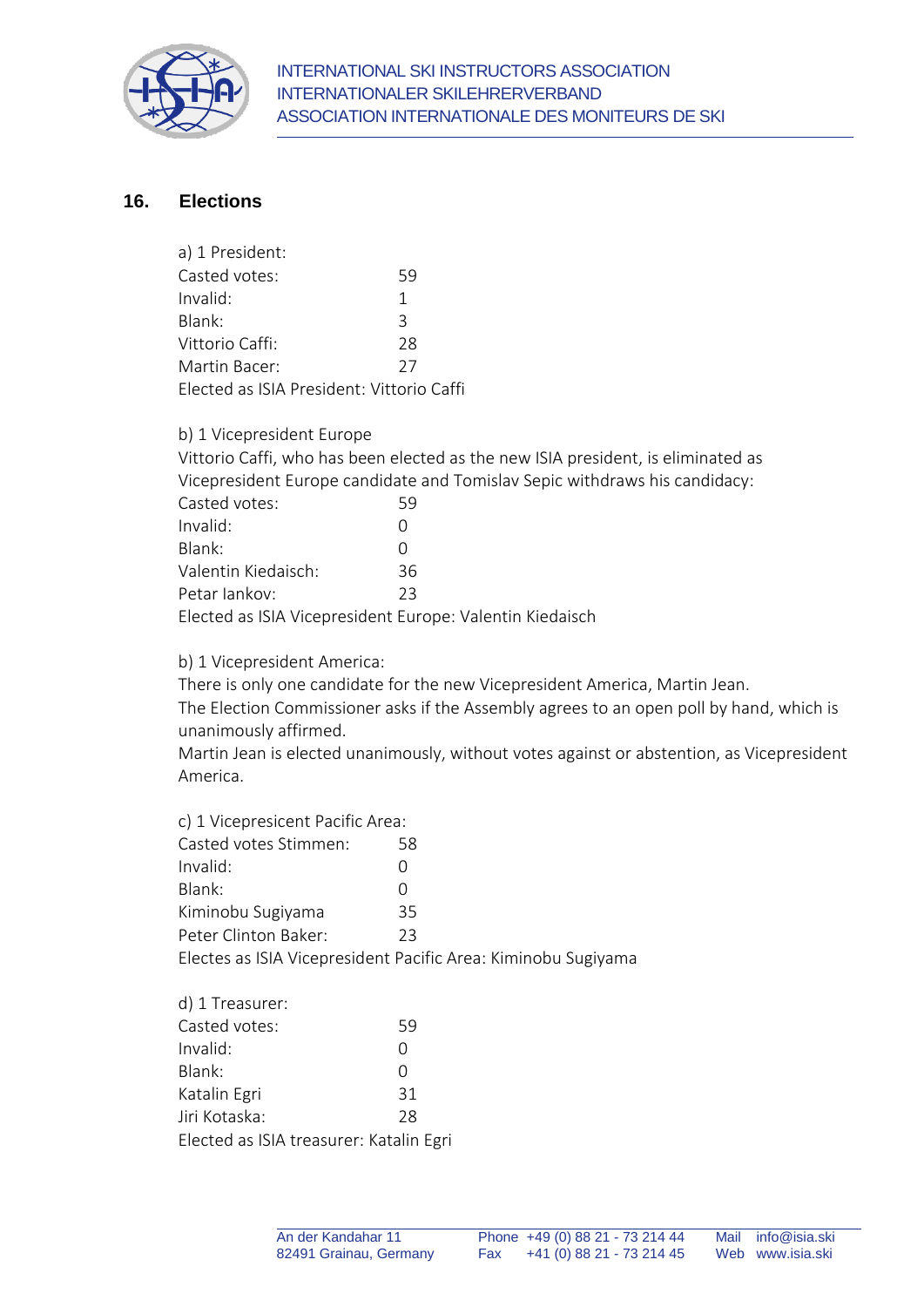## 16. Elections

a) 1 President:

| | |
|---|---|
| Casted votes: | 59 |
| Invalid: | 1 |
| Blank: | 3 |
| Vittorio Caffi: | 28 |
| Martin Bacer: | 27 |

Elected as ISIA President: Vittorio Caffi

b) 1 Vicepresident Europe

Vittorio Caffi, who has been elected as the new ISIA president, is eliminated as Vicepresident Europe candidate and Tomislav Sepic withdraws his candidacy:

| | |
|---|---|
| Casted votes: | 59 |
| Invalid: | 0 |
| Blank: | 0 |
| Valentin Kiedaisch: | 36 |
| Petar Iankov: | 23 |

Elected as ISIA Vicepresident Europe: Valentin Kiedaisch

b) 1 Vicepresident America:

There is only one candidate for the new Vicepresident America, Martin Jean.

The Election Commissioner asks if the Assembly agrees to an open poll by hand, which is unanimously affirmed.

Martin Jean is elected unanimously, without votes against or abstention, as Vicepresident America.

c) 1 Viceprescicent Pacific Area:

| | |
|---|---|
| Casted votes Stimmen: | 58 |
| Invalid: | 0 |
| Blank: | 0 |
| Kiminobu Sugiyama | 35 |
| Peter Clinton Baker: | 23 |

Electes as ISIA Vicepresident Pacific Area: Kiminobu Sugiyama

d) 1 Treasurer:

| | |
|---|---|
| Casted votes: | 59 |
| Invalid: | 0 |
| Blank: | 0 |
| Katalin Egri | 31 |
| Jiri Kotaska: | 28 |

Elected as ISIA treasurer: Katalin Egri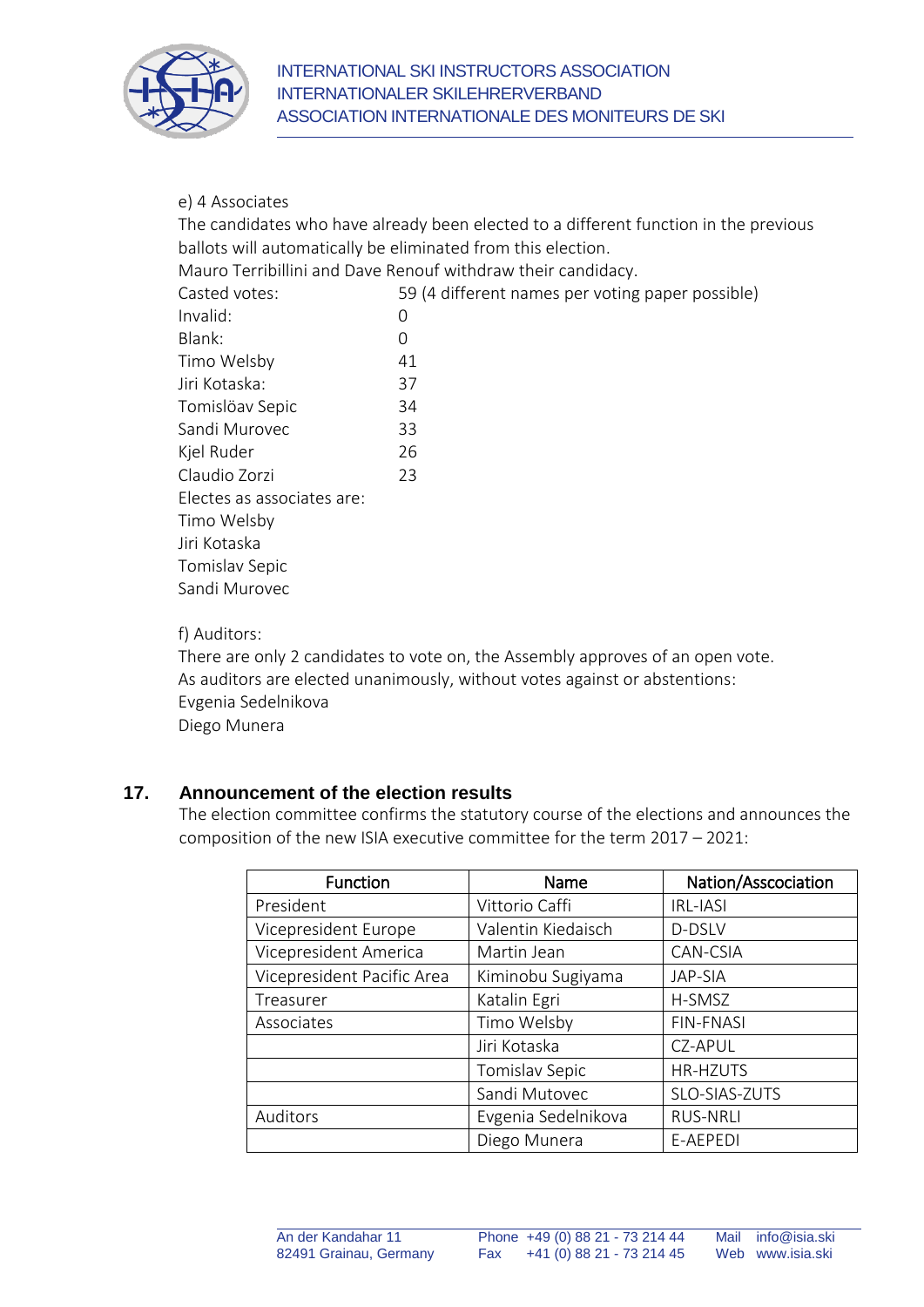e) 4 Associates

The candidates who have already been elected to a different function in the previous ballots will automatically be eliminated from this election.

Mauro Terribillini and Dave Renouf withdraw their candidacy.

| | |
|---|---|
| Casted votes: | 59 (4 different names per voting paper possible) |
| Invalid: | 0 |
| Blank: | 0 |
| Timo Welsby | 41 |
| Jiri Kotaska: | 37 |
| Tomislöav Sepic | 34 |
| Sandi Murovec | 33 |
| Kjel Ruder | 26 |
| Claudio Zorzi | 23 |

Electes as associates are:

Timo Welsby

Jiri Kotaska

Tomislav Sepic

Sandi Murovec

f) Auditors:

There are only 2 candidates to vote on, the Assembly approves of an open vote.

As auditors are elected unanimously, without votes against or abstentions:

Evgenia Sedelnikova

Diego Munera

## 17. Announcement of the election results

The election committee confirms the statutory course of the elections and announces the composition of the new ISIA executive committee for the term 2017 – 2021:

| Function | Name | Nation/Asscociation |
|---|---|---|
| President | Vittorio Caffi | IRL-IASI |
| Vicepresident Europe | Valentin Kiedaisch | D-DSLV |
| Vicepresident America | Martin Jean | CAN-CSIA |
| Vicepresident Pacific Area | Kiminobu Sugiyama | JAP-SIA |
| Treasurer | Katalin Egri | H-SMSZ |
| Associates | Timo Welsby | FIN-FNASI |
| | Jiri Kotaska | CZ-APUL |
| | Tomislav Sepic | HR-HZUTS |
| | Sandi Mutovec | SLO-SIAS-ZUTS |
| Auditors | Evgenia Sedelnikova | RUS-NRLI |
| | Diego Munera | E-AEPEDI |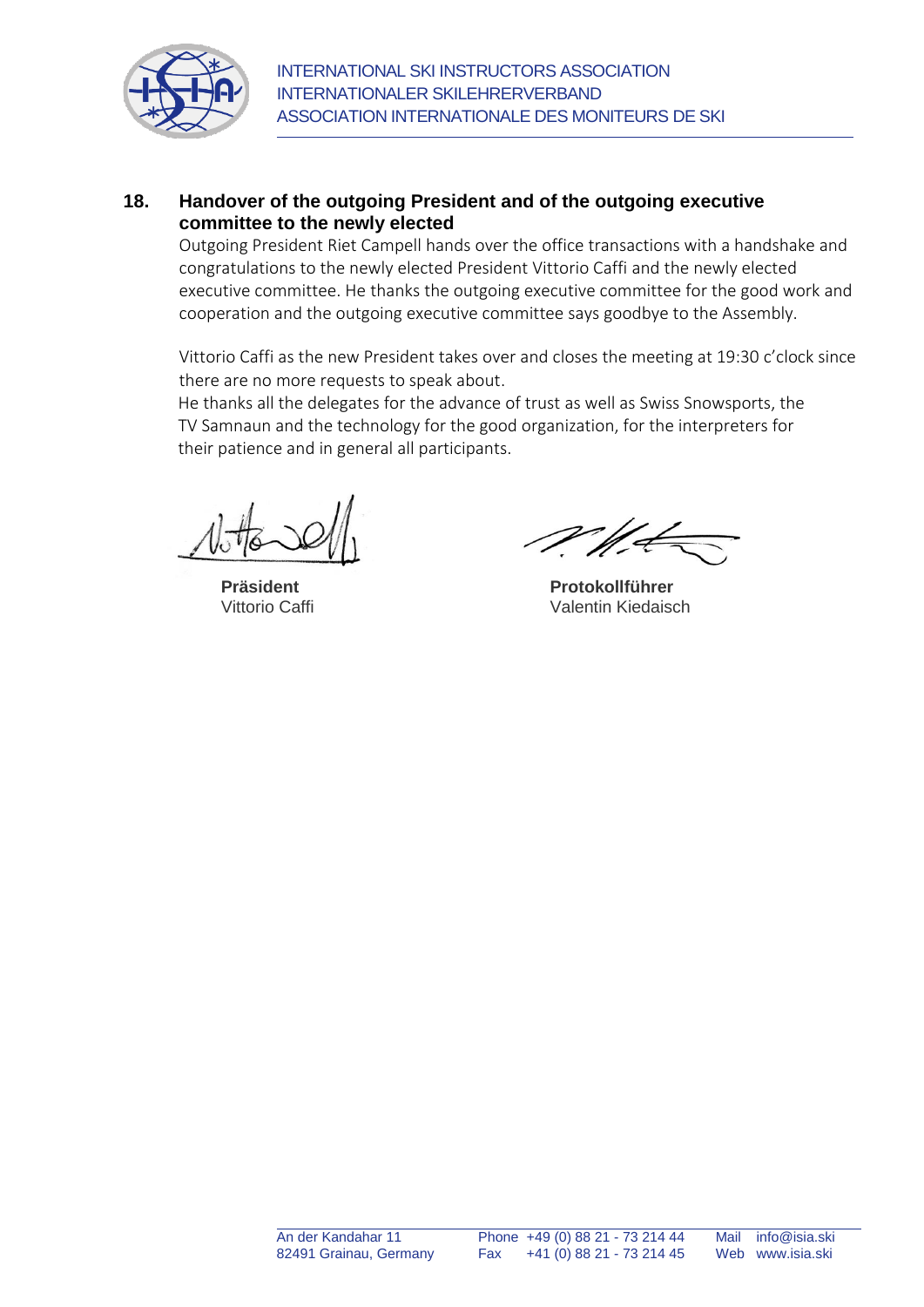## 18. Handover of the outgoing President and of the outgoing executive committee to the newly elected

Outgoing President Riet Campell hands over the office transactions with a handshake and congratulations to the newly elected President Vittorio Caffi and the newly elected executive committee. He thanks the outgoing executive committee for the good work and cooperation and the outgoing executive committee says goodbye to the Assembly.

Vittorio Caffi as the new President takes over and closes the meeting at 19:30 c'clock since there are no more requests to speak about.
He thanks all the delegates for the advance of trust as well as Swiss Snowsports, the TV Samnaun and the technology for the good organization, for the interpreters for their patience and in general all participants.

| | |
|---|---|
| **Präsident** | **Protokollführer** |
| Vittorio Caffi | Valentin Kiedaisch |